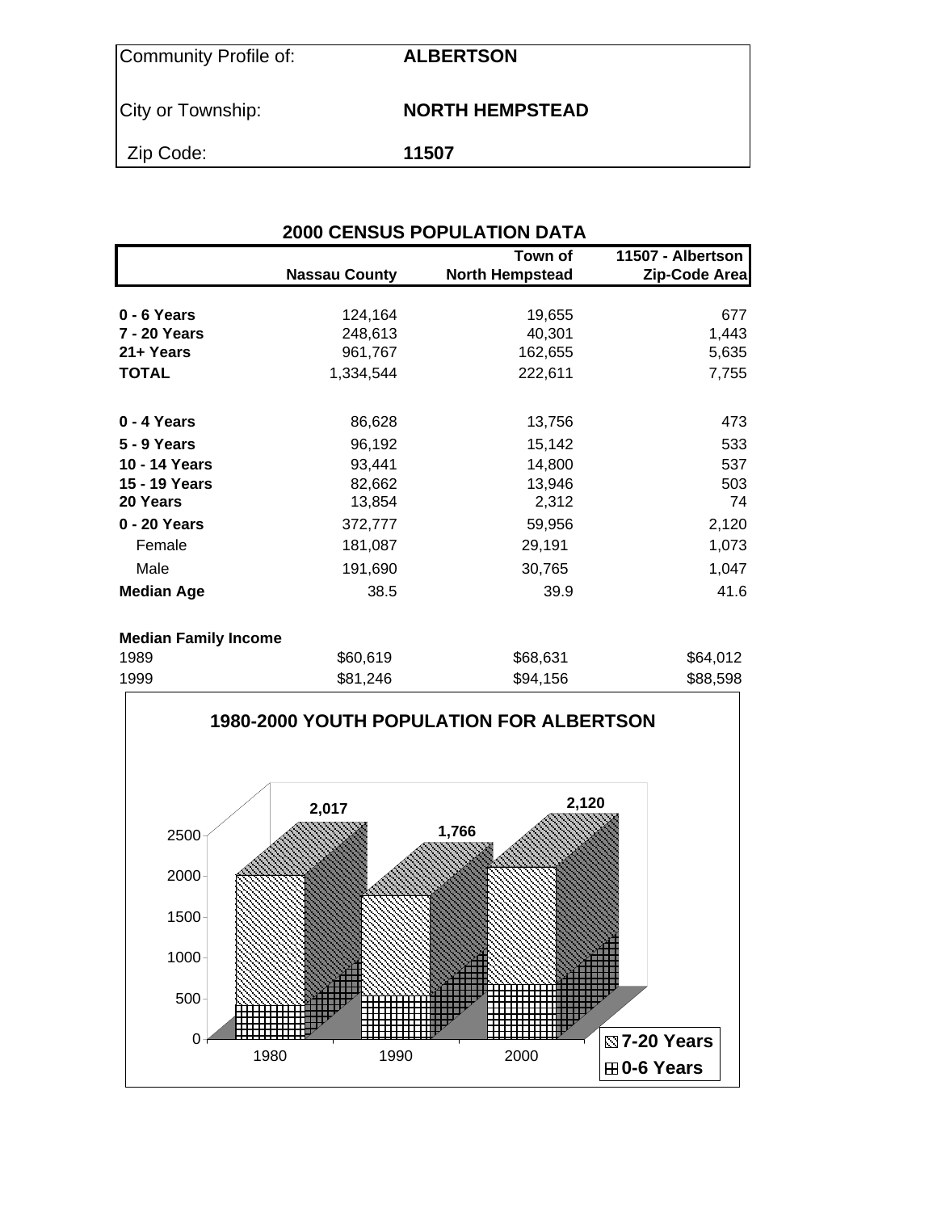| Community Profile of: | **ALBERTSON** |
|---|---|
| City or Township: | **NORTH HEMPSTEAD** |
| Zip Code: | **11507** |

## 2000 CENSUS POPULATION DATA

| | Nassau County | Town of North Hempstead | 11507 - Albertson Zip-Code Area |
|---|---|---|---|
| **0 - 6 Years** | 124,164 | 19,655 | 677 |
| **7 - 20 Years** | 248,613 | 40,301 | 1,443 |
| **21+ Years** | 961,767 | 162,655 | 5,635 |
| **TOTAL** | 1,334,544 | 222,611 | 7,755 |
| | | | |
| **0 - 4 Years** | 86,628 | 13,756 | 473 |
| **5 - 9 Years** | 96,192 | 15,142 | 533 |
| **10 - 14 Years** | 93,441 | 14,800 | 537 |
| **15 - 19 Years** | 82,662 | 13,946 | 503 |
| **20 Years** | 13,854 | 2,312 | 74 |
| **0 - 20 Years** | 372,777 | 59,956 | 2,120 |
| Female | 181,087 | 29,191 | 1,073 |
| Male | 191,690 | 30,765 | 1,047 |
| **Median Age** | 38.5 | 39.9 | 41.6 |
| | | | |
| **Median Family Income** | | | |
| 1989 | $60,619 | $68,631 | $64,012 |
| 1999 | $81,246 | $94,156 | $88,598 |

**1980-2000 YOUTH POPULATION FOR ALBERTSON**

| Year | Total 0-20 Years |
|---|---|
| 1980 | 2,017 |
| 1990 | 1,766 |
| 2000 | 2,120 |

Legend: 7-20 Years; 0-6 Years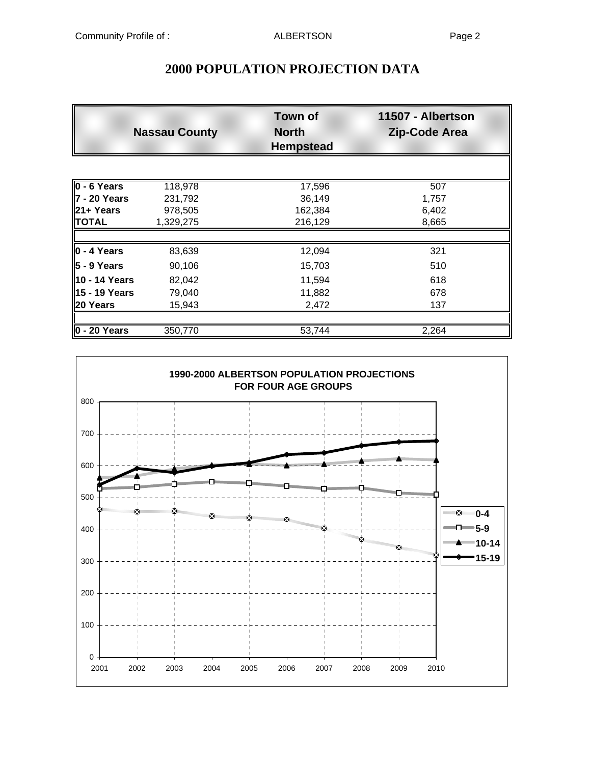# 2000 POPULATION PROJECTION DATA

| | Nassau County | Town of North Hempstead | 11507 - Albertson Zip-Code Area |
|---|---|---|---|
| **0 - 6 Years** | 118,978 | 17,596 | 507 |
| **7 - 20 Years** | 231,792 | 36,149 | 1,757 |
| **21+ Years** | 978,505 | 162,384 | 6,402 |
| **TOTAL** | 1,329,275 | 216,129 | 8,665 |
| **0 - 4 Years** | 83,639 | 12,094 | 321 |
| **5 - 9 Years** | 90,106 | 15,703 | 510 |
| **10 - 14 Years** | 82,042 | 11,594 | 618 |
| **15 - 19 Years** | 79,040 | 11,882 | 678 |
| **20 Years** | 15,943 | 2,472 | 137 |
| **0 - 20 Years** | 350,770 | 53,744 | 2,264 |

**1990-2000 ALBERTSON POPULATION PROJECTIONS FOR FOUR AGE GROUPS**

Legend: 0-4, 5-9, 10-14, 15-19

Y-axis: 0, 100, 200, 300, 400, 500, 600, 700, 800

X-axis: 2001, 2002, 2003, 2004, 2005, 2006, 2007, 2008, 2009, 2010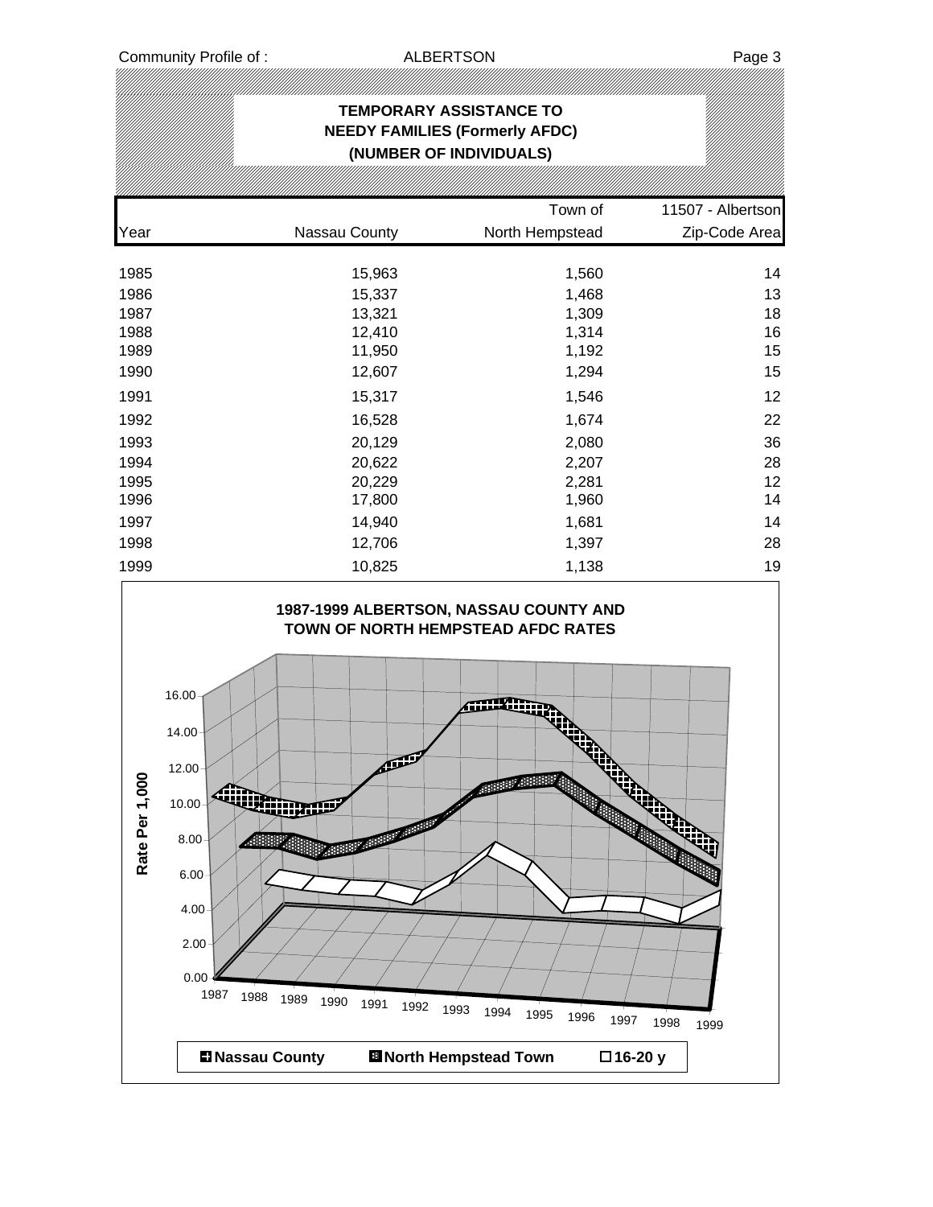## TEMPORARY ASSISTANCE TO NEEDY FAMILIES (Formerly AFDC) (NUMBER OF INDIVIDUALS)

| Year | Nassau County | Town of North Hempstead | 11507 - Albertson Zip-Code Area |
|---|---|---|---|
| 1985 | 15,963 | 1,560 | 14 |
| 1986 | 15,337 | 1,468 | 13 |
| 1987 | 13,321 | 1,309 | 18 |
| 1988 | 12,410 | 1,314 | 16 |
| 1989 | 11,950 | 1,192 | 15 |
| 1990 | 12,607 | 1,294 | 15 |
| 1991 | 15,317 | 1,546 | 12 |
| 1992 | 16,528 | 1,674 | 22 |
| 1993 | 20,129 | 2,080 | 36 |
| 1994 | 20,622 | 2,207 | 28 |
| 1995 | 20,229 | 2,281 | 12 |
| 1996 | 17,800 | 1,960 | 14 |
| 1997 | 14,940 | 1,681 | 14 |
| 1998 | 12,706 | 1,397 | 28 |
| 1999 | 10,825 | 1,138 | 19 |

**1987-1999 ALBERTSON, NASSAU COUNTY AND TOWN OF NORTH HEMPSTEAD AFDC RATES**

Rate Per 1,000 (0.00–16.00); Years 1987–1999

Legend: Nassau County; North Hempstead Town; 16-20 y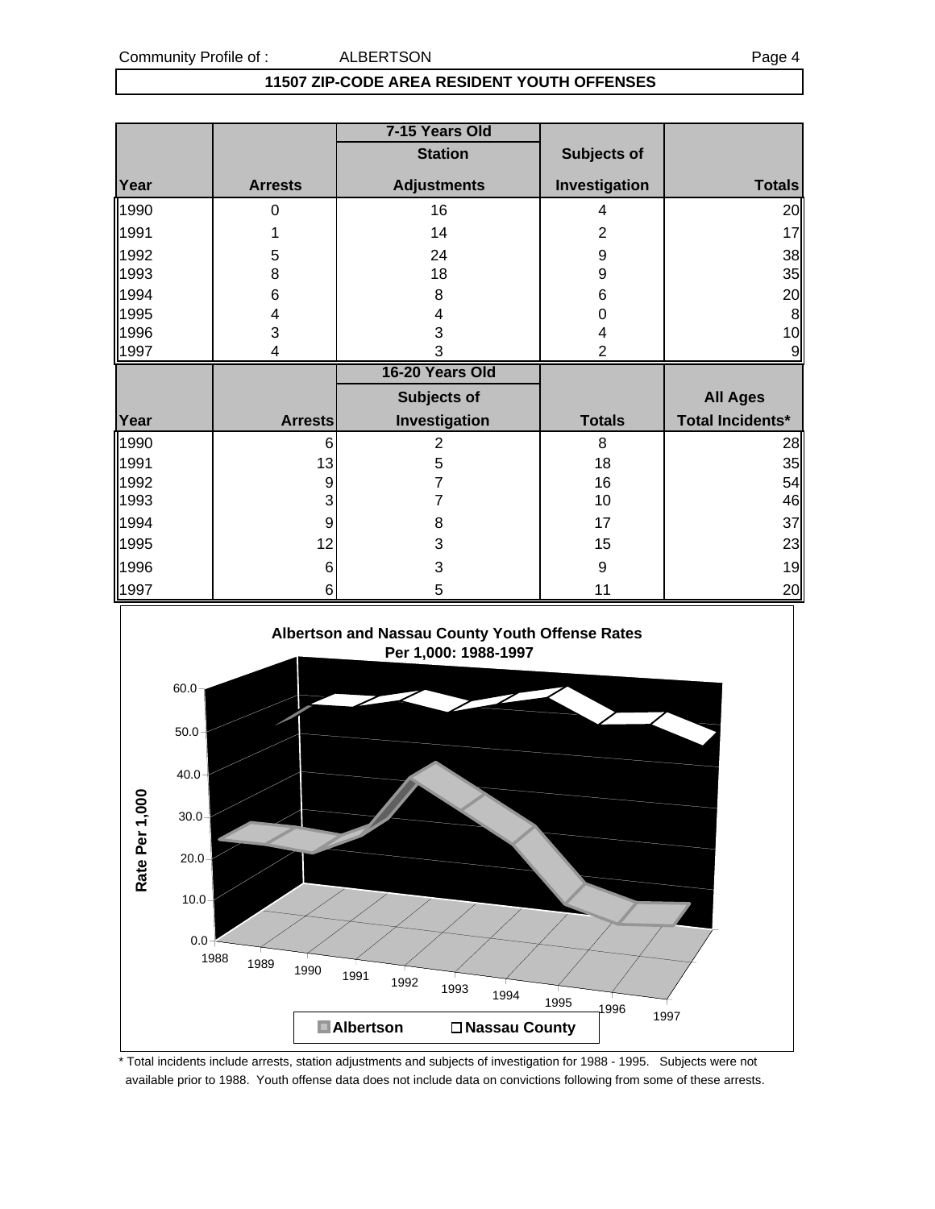## 11507 ZIP-CODE AREA RESIDENT YOUTH OFFENSES

| | | 7-15 Years Old | | |
|---|---|---|---|---|
| | | Station | Subjects of | |
| Year | Arrests | Adjustments | Investigation | Totals |
| 1990 | 0 | 16 | 4 | 20 |
| 1991 | 1 | 14 | 2 | 17 |
| 1992 | 5 | 24 | 9 | 38 |
| 1993 | 8 | 18 | 9 | 35 |
| 1994 | 6 | 8 | 6 | 20 |
| 1995 | 4 | 4 | 0 | 8 |
| 1996 | 3 | 3 | 4 | 10 |
| 1997 | 4 | 3 | 2 | 9 |

| | | 16-20 Years Old | | |
|---|---|---|---|---|
| | | Subjects of | | All Ages |
| Year | Arrests | Investigation | Totals | Total Incidents* |
| 1990 | 6 | 2 | 8 | 28 |
| 1991 | 13 | 5 | 18 | 35 |
| 1992 | 9 | 7 | 16 | 54 |
| 1993 | 3 | 7 | 10 | 46 |
| 1994 | 9 | 8 | 17 | 37 |
| 1995 | 12 | 3 | 15 | 23 |
| 1996 | 6 | 3 | 9 | 19 |
| 1997 | 6 | 5 | 11 | 20 |

**Albertson and Nassau County Youth Offense Rates Per 1,000: 1988-1997**

Rate Per 1,000 (0.0–60.0); Years 1988–1997; Legend: Albertson, Nassau County

\* Total incidents include arrests, station adjustments and subjects of investigation for 1988 - 1995. Subjects were not available prior to 1988. Youth offense data does not include data on convictions following from some of these arrests.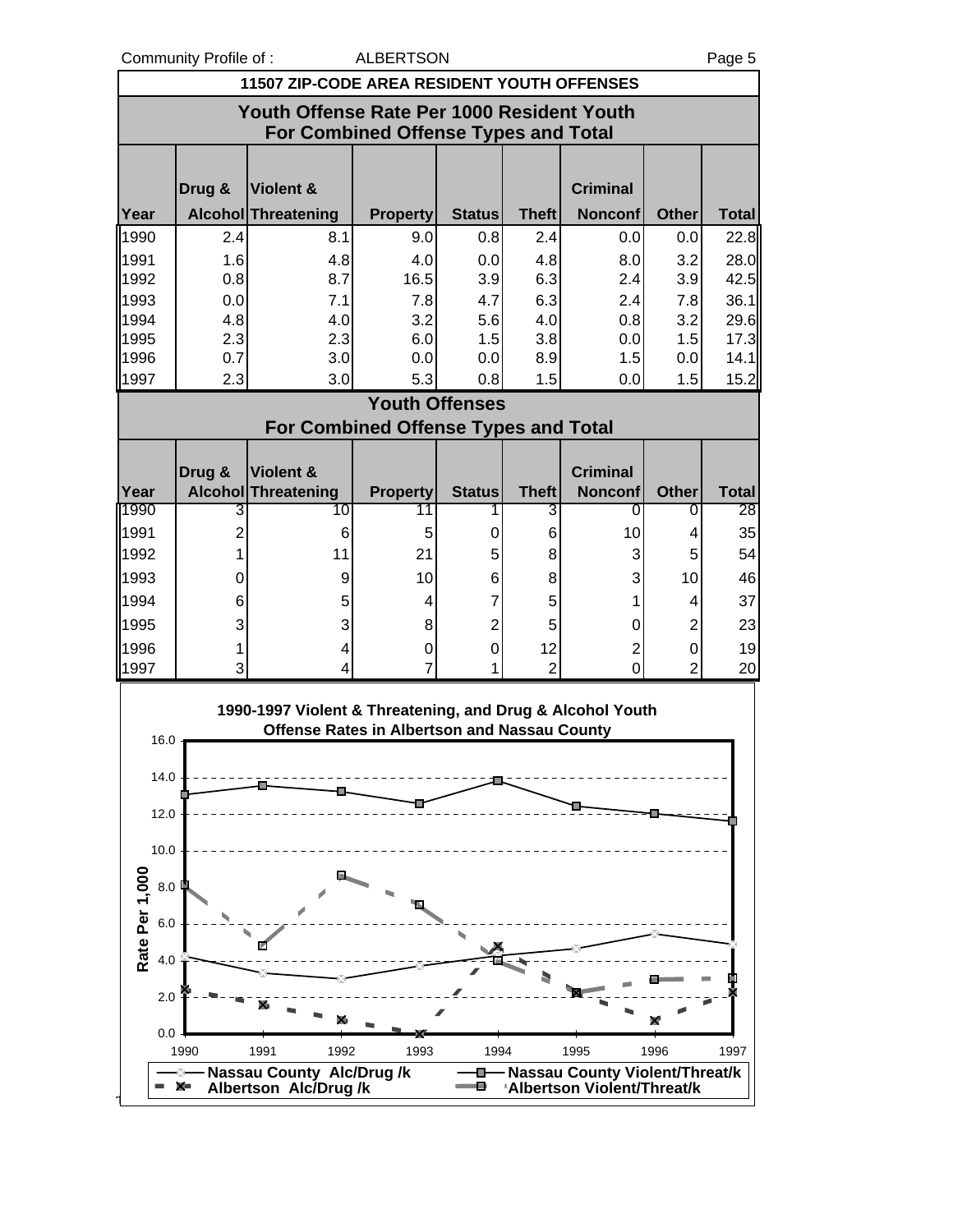## 11507 ZIP-CODE AREA RESIDENT YOUTH OFFENSES

### Youth Offense Rate Per 1000 Resident Youth For Combined Offense Types and Total

| Year | Drug & Alcohol | Violent & Threatening | Property | Status | Theft | Criminal Nonconf | Other | Total |
|---|---|---|---|---|---|---|---|---|
| 1990 | 2.4 | 8.1 | 9.0 | 0.8 | 2.4 | 0.0 | 0.0 | 22.8 |
| 1991 | 1.6 | 4.8 | 4.0 | 0.0 | 4.8 | 8.0 | 3.2 | 28.0 |
| 1992 | 0.8 | 8.7 | 16.5 | 3.9 | 6.3 | 2.4 | 3.9 | 42.5 |
| 1993 | 0.0 | 7.1 | 7.8 | 4.7 | 6.3 | 2.4 | 7.8 | 36.1 |
| 1994 | 4.8 | 4.0 | 3.2 | 5.6 | 4.0 | 0.8 | 3.2 | 29.6 |
| 1995 | 2.3 | 2.3 | 6.0 | 1.5 | 3.8 | 0.0 | 1.5 | 17.3 |
| 1996 | 0.7 | 3.0 | 0.0 | 0.0 | 8.9 | 1.5 | 0.0 | 14.1 |
| 1997 | 2.3 | 3.0 | 5.3 | 0.8 | 1.5 | 0.0 | 1.5 | 15.2 |

### Youth Offenses For Combined Offense Types and Total

| Year | Drug & Alcohol | Violent & Threatening | Property | Status | Theft | Criminal Nonconf | Other | Total |
|---|---|---|---|---|---|---|---|---|
| 1990 | 3 | 10 | 11 | 1 | 3 | 0 | 0 | 28 |
| 1991 | 2 | 6 | 5 | 0 | 6 | 10 | 4 | 35 |
| 1992 | 1 | 11 | 21 | 5 | 8 | 3 | 5 | 54 |
| 1993 | 0 | 9 | 10 | 6 | 8 | 3 | 10 | 46 |
| 1994 | 6 | 5 | 4 | 7 | 5 | 1 | 4 | 37 |
| 1995 | 3 | 3 | 8 | 2 | 5 | 0 | 2 | 23 |
| 1996 | 1 | 4 | 0 | 0 | 12 | 2 | 0 | 19 |
| 1997 | 3 | 4 | 7 | 1 | 2 | 0 | 2 | 20 |

**1990-1997 Violent & Threatening, and Drug & Alcohol Youth Offense Rates in Albertson and Nassau County**

Rate Per 1,000

Legend: Nassau County Alc/Drug /k; Nassau County Violent/Threat/k; Albertson Alc/Drug /k; Albertson Violent/Threat/k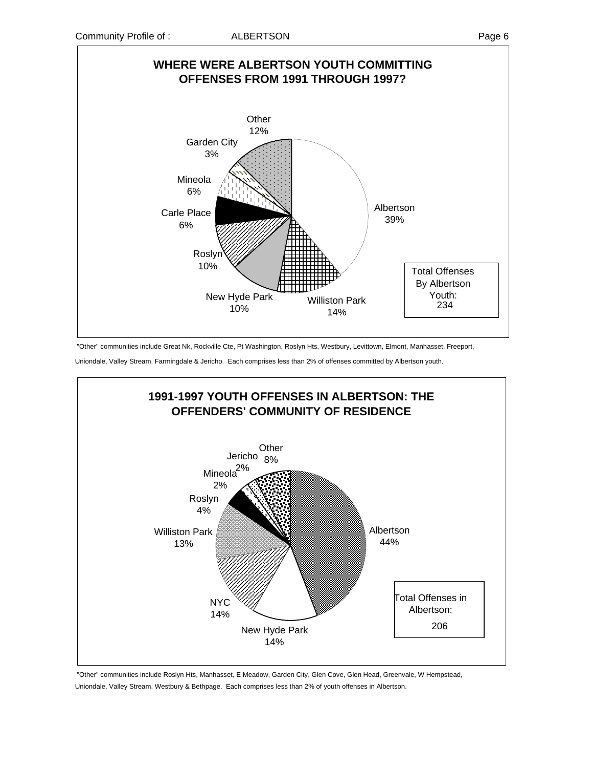## WHERE WERE ALBERTSON YOUTH COMMITTING OFFENSES FROM 1991 THROUGH 1997?

| Location | Percent |
| --- | --- |
| Albertson | 39% |
| Williston Park | 14% |
| New Hyde Park | 10% |
| Roslyn | 10% |
| Carle Place | 6% |
| Mineola | 6% |
| Garden City | 3% |
| Other | 12% |

Total Offenses By Albertson Youth: 234

"Other" communities include Great Nk, Rockville Cte, Pt Washington, Roslyn Hts, Westbury, Levittown, Elmont, Manhasset, Freeport, Uniondale, Valley Stream, Farmingdale & Jericho. Each comprises less than 2% of offenses committed by Albertson youth.

## 1991-1997 YOUTH OFFENSES IN ALBERTSON: THE OFFENDERS' COMMUNITY OF RESIDENCE

| Community of Residence | Percent |
| --- | --- |
| Albertson | 44% |
| New Hyde Park | 14% |
| NYC | 14% |
| Williston Park | 13% |
| Roslyn | 4% |
| Mineola | 2% |
| Jericho | 2% |
| Other | 8% |

Total Offenses in Albertson: 206

"Other" communities include Roslyn Hts, Manhasset, E Meadow, Garden City, Glen Cove, Glen Head, Greenvale, W Hempstead, Uniondale, Valley Stream, Westbury & Bethpage. Each comprises less than 2% of youth offenses in Albertson.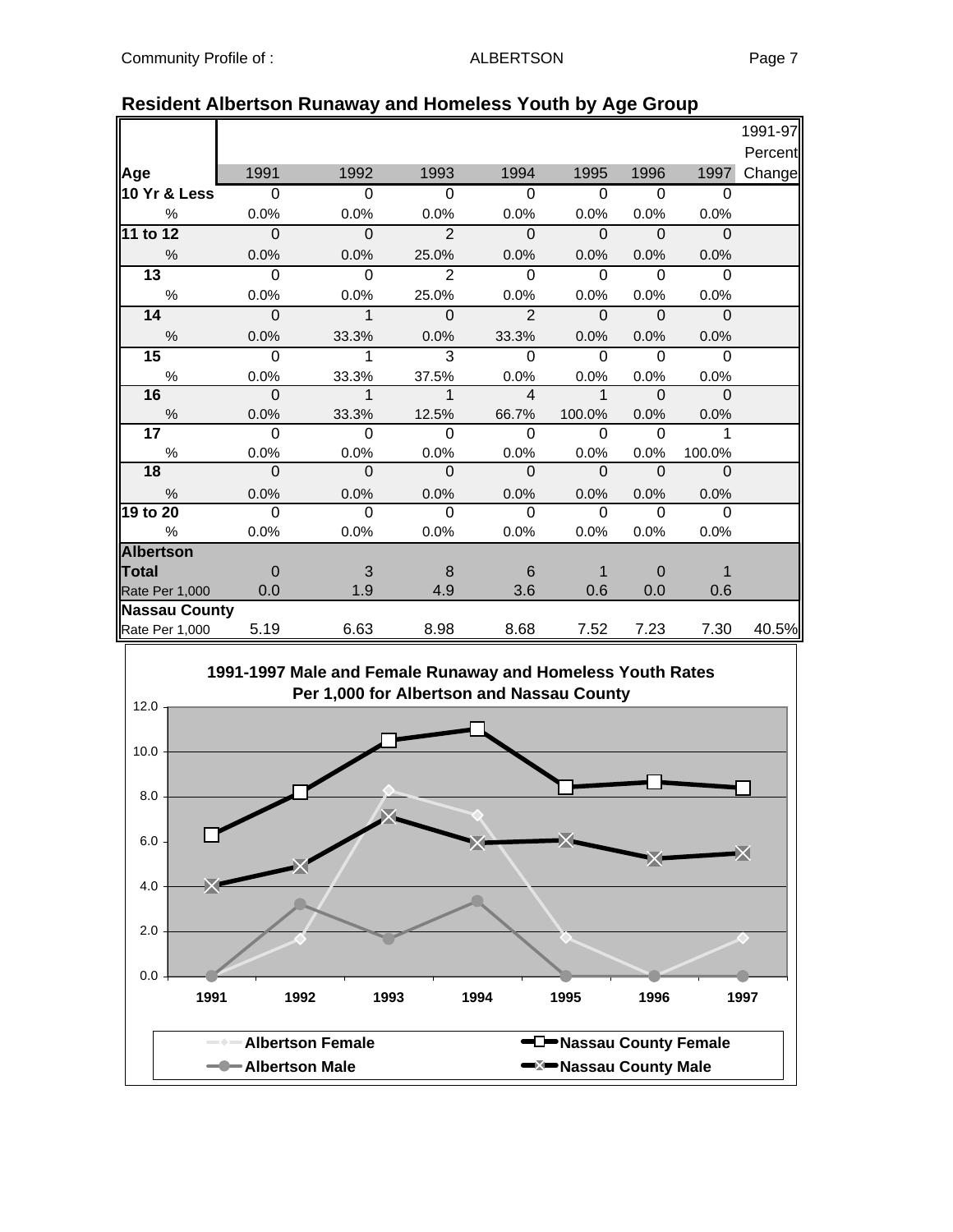## Resident Albertson Runaway and Homeless Youth by Age Group

| Age | 1991 | 1992 | 1993 | 1994 | 1995 | 1996 | 1997 | 1991-97 Percent Change |
|---|---|---|---|---|---|---|---|---|
| **10 Yr & Less** | 0 | 0 | 0 | 0 | 0 | 0 | 0 | |
| % | 0.0% | 0.0% | 0.0% | 0.0% | 0.0% | 0.0% | 0.0% | |
| **11 to 12** | 0 | 0 | 2 | 0 | 0 | 0 | 0 | |
| % | 0.0% | 0.0% | 25.0% | 0.0% | 0.0% | 0.0% | 0.0% | |
| **13** | 0 | 0 | 2 | 0 | 0 | 0 | 0 | |
| % | 0.0% | 0.0% | 25.0% | 0.0% | 0.0% | 0.0% | 0.0% | |
| **14** | 0 | 1 | 0 | 2 | 0 | 0 | 0 | |
| % | 0.0% | 33.3% | 0.0% | 33.3% | 0.0% | 0.0% | 0.0% | |
| **15** | 0 | 1 | 3 | 0 | 0 | 0 | 0 | |
| % | 0.0% | 33.3% | 37.5% | 0.0% | 0.0% | 0.0% | 0.0% | |
| **16** | 0 | 1 | 1 | 4 | 1 | 0 | 0 | |
| % | 0.0% | 33.3% | 12.5% | 66.7% | 100.0% | 0.0% | 0.0% | |
| **17** | 0 | 0 | 0 | 0 | 0 | 0 | 1 | |
| % | 0.0% | 0.0% | 0.0% | 0.0% | 0.0% | 0.0% | 100.0% | |
| **18** | 0 | 0 | 0 | 0 | 0 | 0 | 0 | |
| % | 0.0% | 0.0% | 0.0% | 0.0% | 0.0% | 0.0% | 0.0% | |
| **19 to 20** | 0 | 0 | 0 | 0 | 0 | 0 | 0 | |
| % | 0.0% | 0.0% | 0.0% | 0.0% | 0.0% | 0.0% | 0.0% | |
| **Albertson Total** | 0 | 3 | 8 | 6 | 1 | 0 | 1 | |
| Rate Per 1,000 | 0.0 | 1.9 | 4.9 | 3.6 | 0.6 | 0.0 | 0.6 | |
| **Nassau County** | | | | | | | | |
| Rate Per 1,000 | 5.19 | 6.63 | 8.98 | 8.68 | 7.52 | 7.23 | 7.30 | 40.5% |

**1991-1997 Male and Female Runaway and Homeless Youth Rates Per 1,000 for Albertson and Nassau County**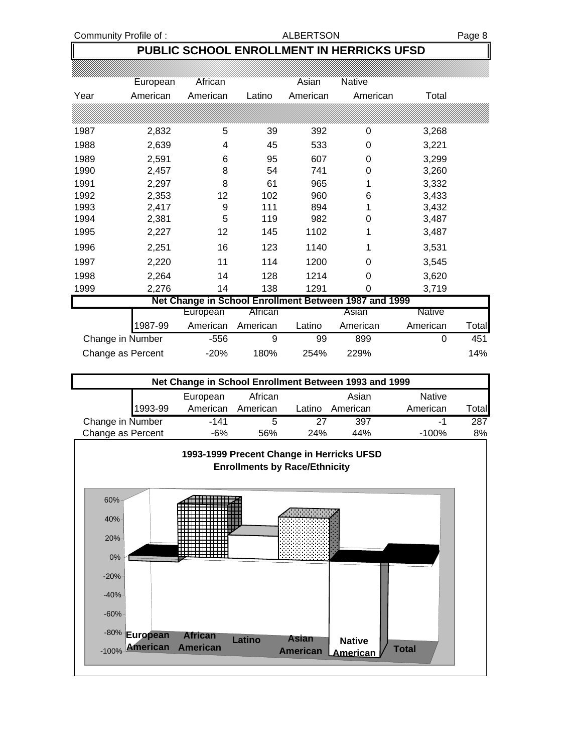## PUBLIC SCHOOL ENROLLMENT IN HERRICKS UFSD

| Year | European American | African American | Latino | Asian American | Native American | Total |
|---|---|---|---|---|---|---|
| 1987 | 2,832 | 5 | 39 | 392 | 0 | 3,268 |
| 1988 | 2,639 | 4 | 45 | 533 | 0 | 3,221 |
| 1989 | 2,591 | 6 | 95 | 607 | 0 | 3,299 |
| 1990 | 2,457 | 8 | 54 | 741 | 0 | 3,260 |
| 1991 | 2,297 | 8 | 61 | 965 | 1 | 3,332 |
| 1992 | 2,353 | 12 | 102 | 960 | 6 | 3,433 |
| 1993 | 2,417 | 9 | 111 | 894 | 1 | 3,432 |
| 1994 | 2,381 | 5 | 119 | 982 | 0 | 3,487 |
| 1995 | 2,227 | 12 | 145 | 1102 | 1 | 3,487 |
| 1996 | 2,251 | 16 | 123 | 1140 | 1 | 3,531 |
| 1997 | 2,220 | 11 | 114 | 1200 | 0 | 3,545 |
| 1998 | 2,264 | 14 | 128 | 1214 | 0 | 3,620 |
| 1999 | 2,276 | 14 | 138 | 1291 | 0 | 3,719 |

### Net Change in School Enrollment Between 1987 and 1999

| 1987-99 | European American | African American | Latino | Asian American | Native American | Total |
|---|---|---|---|---|---|---|
| Change in Number | -556 | 9 | 99 | 899 | 0 | 451 |
| Change as Percent | -20% | 180% | 254% | 229% | | 14% |

### Net Change in School Enrollment Between 1993 and 1999

| 1993-99 | European American | African American | Latino | Asian American | Native American | Total |
|---|---|---|---|---|---|---|
| Change in Number | -141 | 5 | 27 | 397 | -1 | 287 |
| Change as Percent | -6% | 56% | 24% | 44% | -100% | 8% |

**1993-1999 Precent Change in Herricks UFSD Enrollments by Race/Ethnicity**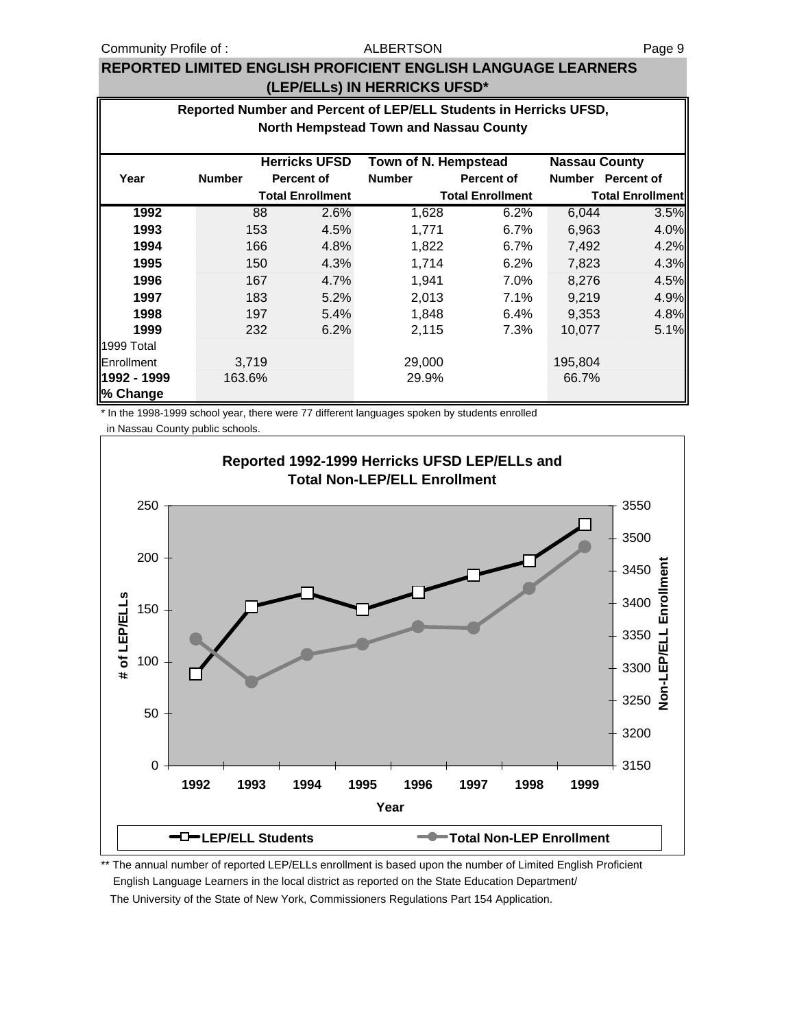## REPORTED LIMITED ENGLISH PROFICIENT ENGLISH LANGUAGE LEARNERS (LEP/ELLs) IN HERRICKS UFSD*

### Reported Number and Percent of LEP/ELL Students in Herricks UFSD, North Hempstead Town and Nassau County

| Year | Herricks UFSD Number | Herricks UFSD Percent of Total Enrollment | Town of N. Hempstead Number | Town of N. Hempstead Percent of Total Enrollment | Nassau County Number | Nassau County Percent of Total Enrollment |
|---|---|---|---|---|---|---|
| **1992** | 88 | 2.6% | 1,628 | 6.2% | 6,044 | 3.5% |
| **1993** | 153 | 4.5% | 1,771 | 6.7% | 6,963 | 4.0% |
| **1994** | 166 | 4.8% | 1,822 | 6.7% | 7,492 | 4.2% |
| **1995** | 150 | 4.3% | 1,714 | 6.2% | 7,823 | 4.3% |
| **1996** | 167 | 4.7% | 1,941 | 7.0% | 8,276 | 4.5% |
| **1997** | 183 | 5.2% | 2,013 | 7.1% | 9,219 | 4.9% |
| **1998** | 197 | 5.4% | 1,848 | 6.4% | 9,353 | 4.8% |
| **1999** | 232 | 6.2% | 2,115 | 7.3% | 10,077 | 5.1% |
| 1999 Total Enrollment | 3,719 | | 29,000 | | 195,804 | |
| **1992 - 1999 % Change** | 163.6% | | 29.9% | | 66.7% | |

\* In the 1998-1999 school year, there were 77 different languages spoken by students enrolled in Nassau County public schools.

**Reported 1992-1999 Herricks UFSD LEP/ELLs and Total Non-LEP/ELL Enrollment**

| Year | LEP/ELL Students |
|---|---|
| 1992 | 88 |
| 1993 | 153 |
| 1994 | 166 |
| 1995 | 150 |
| 1996 | 167 |
| 1997 | 183 |
| 1998 | 197 |
| 1999 | 232 |

\*\* The annual number of reported LEP/ELLs enrollment is based upon the number of Limited English Proficient English Language Learners in the local district as reported on the State Education Department/ The University of the State of New York, Commissioners Regulations Part 154 Application.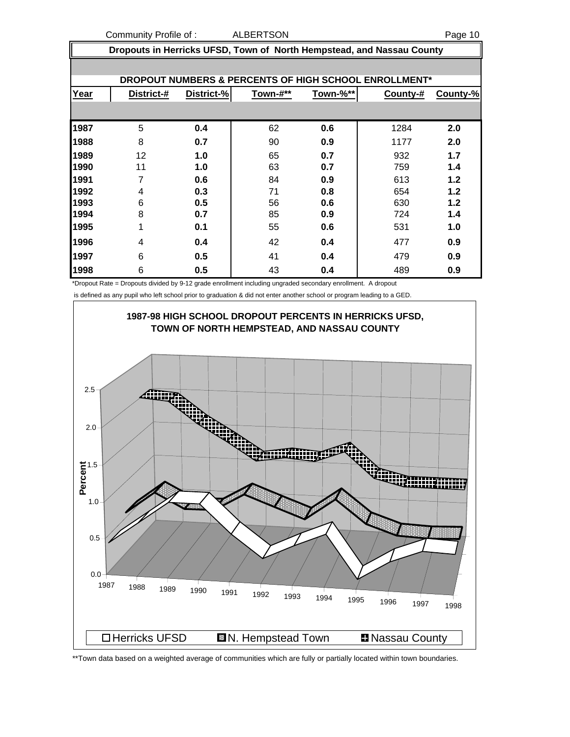## Dropouts in Herricks UFSD, Town of North Hempstead, and Nassau County

### DROPOUT NUMBERS & PERCENTS OF HIGH SCHOOL ENROLLMENT*

| Year | District-# | District-% | Town-#** | Town-%** | County-# | County-% |
|---|---|---|---|---|---|---|
| 1987 | 5 | 0.4 | 62 | 0.6 | 1284 | 2.0 |
| 1988 | 8 | 0.7 | 90 | 0.9 | 1177 | 2.0 |
| 1989 | 12 | 1.0 | 65 | 0.7 | 932 | 1.7 |
| 1990 | 11 | 1.0 | 63 | 0.7 | 759 | 1.4 |
| 1991 | 7 | 0.6 | 84 | 0.9 | 613 | 1.2 |
| 1992 | 4 | 0.3 | 71 | 0.8 | 654 | 1.2 |
| 1993 | 6 | 0.5 | 56 | 0.6 | 630 | 1.2 |
| 1994 | 8 | 0.7 | 85 | 0.9 | 724 | 1.4 |
| 1995 | 1 | 0.1 | 55 | 0.6 | 531 | 1.0 |
| 1996 | 4 | 0.4 | 42 | 0.4 | 477 | 0.9 |
| 1997 | 6 | 0.5 | 41 | 0.4 | 479 | 0.9 |
| 1998 | 6 | 0.5 | 43 | 0.4 | 489 | 0.9 |

*Dropout Rate = Dropouts divided by 9-12 grade enrollment including ungraded secondary enrollment. A dropout is defined as any pupil who left school prior to graduation & did not enter another school or program leading to a GED.

**1987-98 HIGH SCHOOL DROPOUT PERCENTS IN HERRICKS UFSD, TOWN OF NORTH HEMPSTEAD, AND NASSAU COUNTY**

Legend: Herricks UFSD, N. Hempstead Town, Nassau County

**Town data based on a weighted average of communities which are fully or partially located within town boundaries.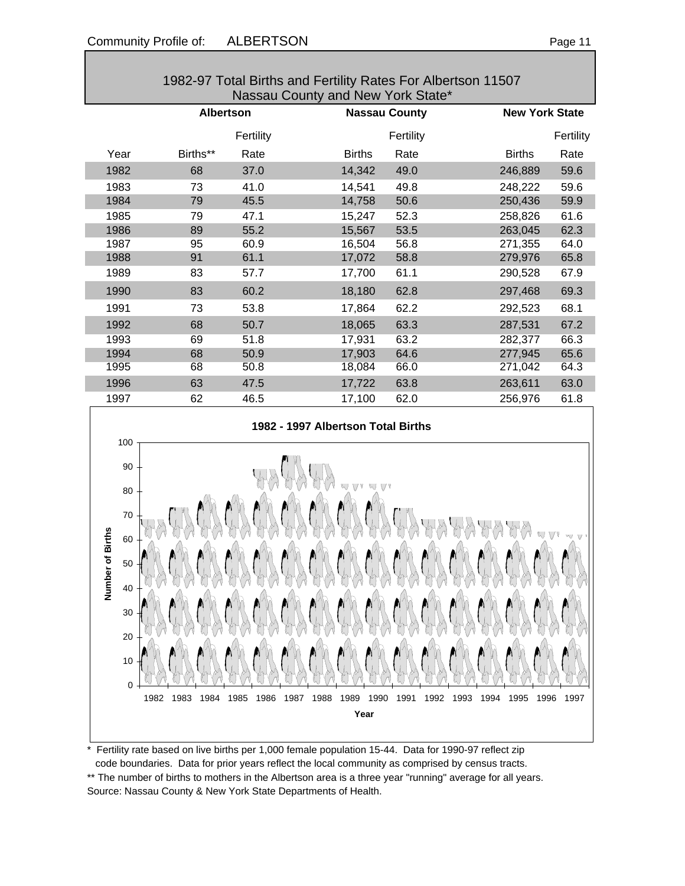## 1982-97 Total Births and Fertility Rates For Albertson 11507 Nassau County and New York State*

| | Albertson | | Nassau County | | New York State | |
|---|---|---|---|---|---|---|
| Year | Births** | Fertility Rate | Births | Fertility Rate | Births | Fertility Rate |
| 1982 | 68 | 37.0 | 14,342 | 49.0 | 246,889 | 59.6 |
| 1983 | 73 | 41.0 | 14,541 | 49.8 | 248,222 | 59.6 |
| 1984 | 79 | 45.5 | 14,758 | 50.6 | 250,436 | 59.9 |
| 1985 | 79 | 47.1 | 15,247 | 52.3 | 258,826 | 61.6 |
| 1986 | 89 | 55.2 | 15,567 | 53.5 | 263,045 | 62.3 |
| 1987 | 95 | 60.9 | 16,504 | 56.8 | 271,355 | 64.0 |
| 1988 | 91 | 61.1 | 17,072 | 58.8 | 279,976 | 65.8 |
| 1989 | 83 | 57.7 | 17,700 | 61.1 | 290,528 | 67.9 |
| 1990 | 83 | 60.2 | 18,180 | 62.8 | 297,468 | 69.3 |
| 1991 | 73 | 53.8 | 17,864 | 62.2 | 292,523 | 68.1 |
| 1992 | 68 | 50.7 | 18,065 | 63.3 | 287,531 | 67.2 |
| 1993 | 69 | 51.8 | 17,931 | 63.2 | 282,377 | 66.3 |
| 1994 | 68 | 50.9 | 17,903 | 64.6 | 277,945 | 65.6 |
| 1995 | 68 | 50.8 | 18,084 | 66.0 | 271,042 | 64.3 |
| 1996 | 63 | 47.5 | 17,722 | 63.8 | 263,611 | 63.0 |
| 1997 | 62 | 46.5 | 17,100 | 62.0 | 256,976 | 61.8 |

**1982 - 1997 Albertson Total Births**

\* Fertility rate based on live births per 1,000 female population 15-44. Data for 1990-97 reflect zip code boundaries. Data for prior years reflect the local community as comprised by census tracts.

** The number of births to mothers in the Albertson area is a three year "running" average for all years.

Source: Nassau County & New York State Departments of Health.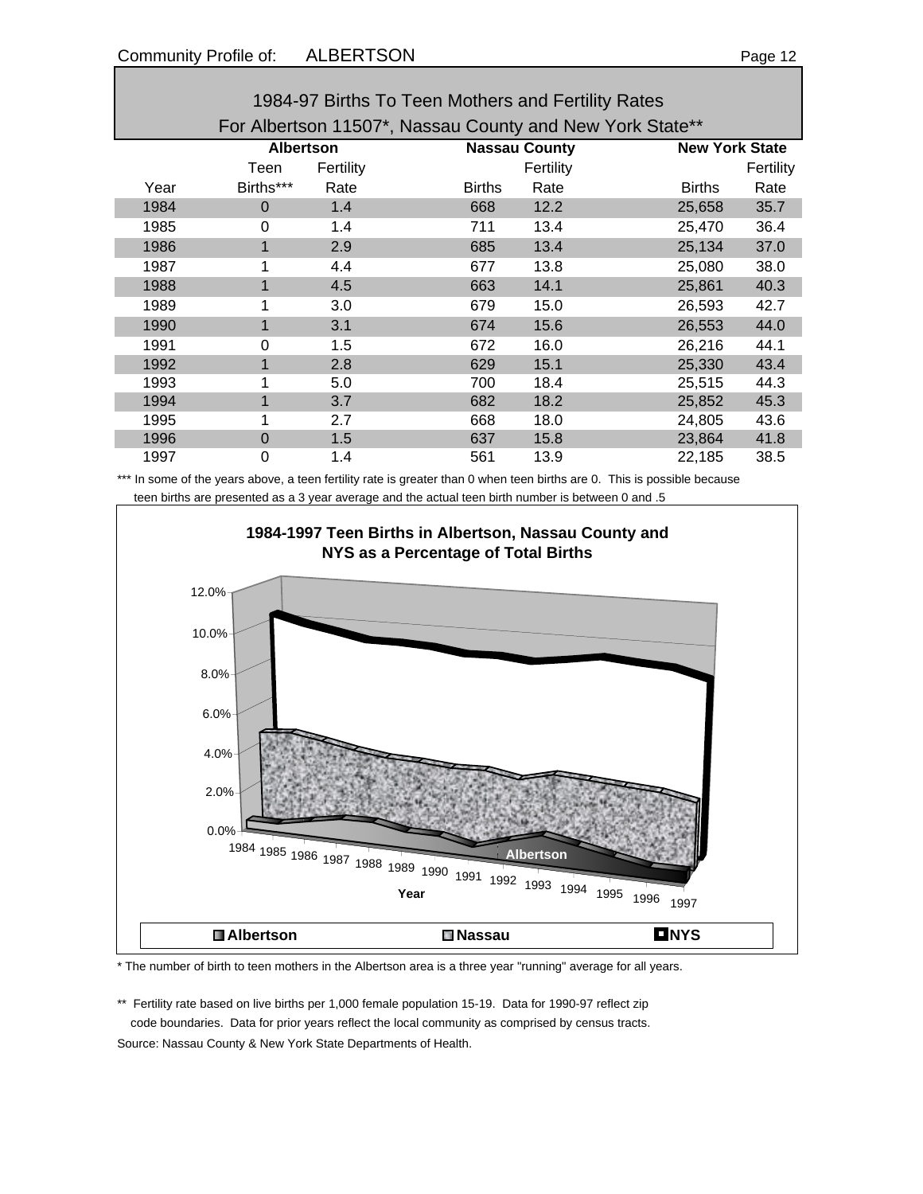Community Profile of: ALBERTSON

## 1984-97 Births To Teen Mothers and Fertility Rates
## For Albertson 11507*, Nassau County and New York State**

| | Albertson | | Nassau County | | New York State | |
|---|---|---|---|---|---|---|
| | Teen | Fertility | | Fertility | | Fertility |
| Year | Births*** | Rate | Births | Rate | Births | Rate |
| 1984 | 0 | 1.4 | 668 | 12.2 | 25,658 | 35.7 |
| 1985 | 0 | 1.4 | 711 | 13.4 | 25,470 | 36.4 |
| 1986 | 1 | 2.9 | 685 | 13.4 | 25,134 | 37.0 |
| 1987 | 1 | 4.4 | 677 | 13.8 | 25,080 | 38.0 |
| 1988 | 1 | 4.5 | 663 | 14.1 | 25,861 | 40.3 |
| 1989 | 1 | 3.0 | 679 | 15.0 | 26,593 | 42.7 |
| 1990 | 1 | 3.1 | 674 | 15.6 | 26,553 | 44.0 |
| 1991 | 0 | 1.5 | 672 | 16.0 | 26,216 | 44.1 |
| 1992 | 1 | 2.8 | 629 | 15.1 | 25,330 | 43.4 |
| 1993 | 1 | 5.0 | 700 | 18.4 | 25,515 | 44.3 |
| 1994 | 1 | 3.7 | 682 | 18.2 | 25,852 | 45.3 |
| 1995 | 1 | 2.7 | 668 | 18.0 | 24,805 | 43.6 |
| 1996 | 0 | 1.5 | 637 | 15.8 | 23,864 | 41.8 |
| 1997 | 0 | 1.4 | 561 | 13.9 | 22,185 | 38.5 |

*** In some of the years above, a teen fertility rate is greater than 0 when teen births are 0. This is possible because teen births are presented as a 3 year average and the actual teen birth number is between 0 and .5

**1984-1997 Teen Births in Albertson, Nassau County and NYS as a Percentage of Total Births**

* The number of birth to teen mothers in the Albertson area is a three year "running" average for all years.

** Fertility rate based on live births per 1,000 female population 15-19. Data for 1990-97 reflect zip code boundaries. Data for prior years reflect the local community as comprised by census tracts.

Source: Nassau County & New York State Departments of Health.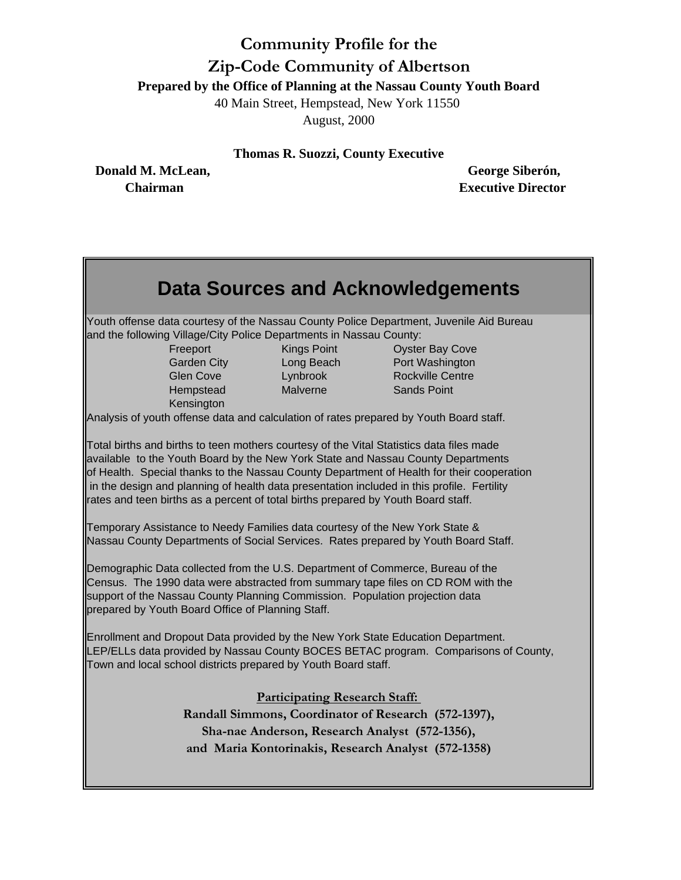# Community Profile for the Zip-Code Community of Albertson

**Prepared by the Office of Planning at the Nassau County Youth Board**

40 Main Street, Hempstead, New York 11550

August, 2000

**Thomas R. Suozzi, County Executive**

**Donald M. McLean, Chairman**

**George Siberón, Executive Director**

## Data Sources and Acknowledgements

Youth offense data courtesy of the Nassau County Police Department, Juvenile Aid Bureau and the following Village/City Police Departments in Nassau County:

| | | |
|---|---|---|
| Freeport | Kings Point | Oyster Bay Cove |
| Garden City | Long Beach | Port Washington |
| Glen Cove | Lynbrook | Rockville Centre |
| Hempstead | Malverne | Sands Point |
| Kensington | | |

Analysis of youth offense data and calculation of rates prepared by Youth Board staff.

Total births and births to teen mothers courtesy of the Vital Statistics data files made available to the Youth Board by the New York State and Nassau County Departments of Health. Special thanks to the Nassau County Department of Health for their cooperation in the design and planning of health data presentation included in this profile. Fertility rates and teen births as a percent of total births prepared by Youth Board staff.

Temporary Assistance to Needy Families data courtesy of the New York State & Nassau County Departments of Social Services. Rates prepared by Youth Board Staff.

Demographic Data collected from the U.S. Department of Commerce, Bureau of the Census. The 1990 data were abstracted from summary tape files on CD ROM with the support of the Nassau County Planning Commission. Population projection data prepared by Youth Board Office of Planning Staff.

Enrollment and Dropout Data provided by the New York State Education Department. LEP/ELLs data provided by Nassau County BOCES BETAC program. Comparisons of County, Town and local school districts prepared by Youth Board staff.

**Participating Research Staff:**

**Randall Simmons, Coordinator of Research (572-1397), Sha-nae Anderson, Research Analyst (572-1356), and Maria Kontorinakis, Research Analyst (572-1358)**